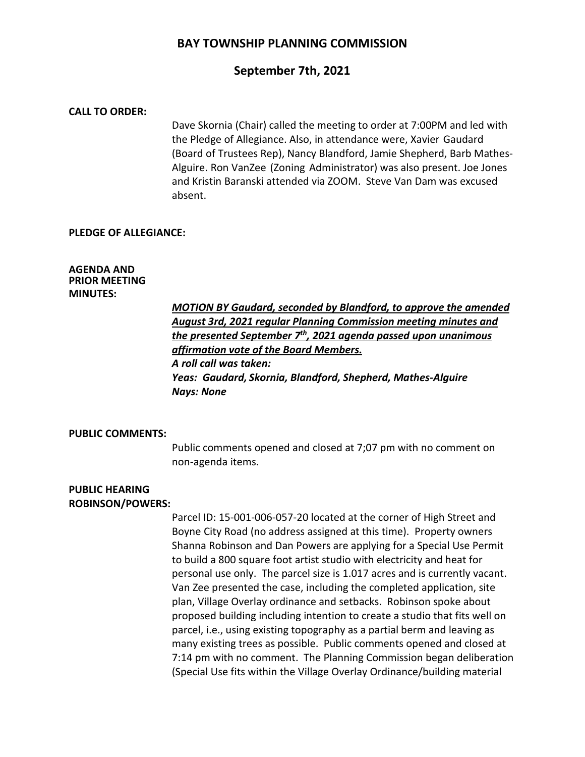# BAY TOWNSHIP PLANNING COMMISSION

## September 7th, 2021

**CALL TO ORDER:**

Dave Skornia (Chair) called the meeting to order at 7:00PM and led with the Pledge of Allegiance. Also, in attendance were, Xavier Gaudard (Board of Trustees Rep), Nancy Blandford, Jamie Shepherd, Barb Mathes-Alguire. Ron VanZee (Zoning Administrator) was also present. Joe Jones and Kristin Baranski attended via ZOOM. Steve Van Dam was excused absent.

**PLEDGE OF ALLEGIANCE:**

**AGENDA AND PRIOR MEETING MINUTES:**

***MOTION BY Gaudard, seconded by Blandford, to approve the amended August 3rd, 2021 regular Planning Commission meeting minutes and the presented September 7th, 2021 agenda passed upon unanimous affirmation vote of the Board Members.***
*A roll call was taken:*
***Yeas: Gaudard, Skornia, Blandford, Shepherd, Mathes-Alguire***
***Nays: None***

**PUBLIC COMMENTS:**

Public comments opened and closed at 7;07 pm with no comment on non-agenda items.

**PUBLIC HEARING ROBINSON/POWERS:**

Parcel ID: 15-001-006-057-20 located at the corner of High Street and Boyne City Road (no address assigned at this time). Property owners Shanna Robinson and Dan Powers are applying for a Special Use Permit to build a 800 square foot artist studio with electricity and heat for personal use only. The parcel size is 1.017 acres and is currently vacant. Van Zee presented the case, including the completed application, site plan, Village Overlay ordinance and setbacks. Robinson spoke about proposed building including intention to create a studio that fits well on parcel, i.e., using existing topography as a partial berm and leaving as many existing trees as possible. Public comments opened and closed at 7:14 pm with no comment. The Planning Commission began deliberation (Special Use fits within the Village Overlay Ordinance/building material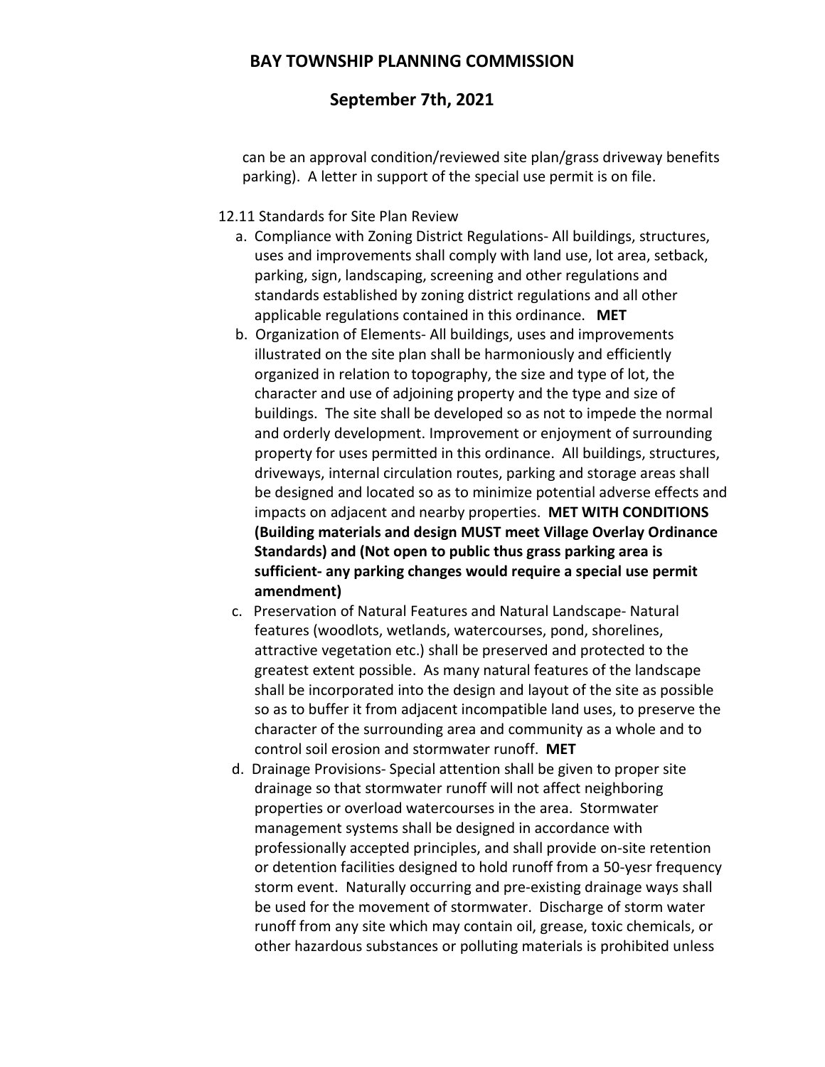can be an approval condition/reviewed site plan/grass driveway benefits parking). A letter in support of the special use permit is on file.

12.11 Standards for Site Plan Review

a. Compliance with Zoning District Regulations- All buildings, structures, uses and improvements shall comply with land use, lot area, setback, parking, sign, landscaping, screening and other regulations and standards established by zoning district regulations and all other applicable regulations contained in this ordinance. **MET**

b. Organization of Elements- All buildings, uses and improvements illustrated on the site plan shall be harmoniously and efficiently organized in relation to topography, the size and type of lot, the character and use of adjoining property and the type and size of buildings. The site shall be developed so as not to impede the normal and orderly development. Improvement or enjoyment of surrounding property for uses permitted in this ordinance. All buildings, structures, driveways, internal circulation routes, parking and storage areas shall be designed and located so as to minimize potential adverse effects and impacts on adjacent and nearby properties. **MET WITH CONDITIONS (Building materials and design MUST meet Village Overlay Ordinance Standards) and (Not open to public thus grass parking area is sufficient- any parking changes would require a special use permit amendment)**

c. Preservation of Natural Features and Natural Landscape- Natural features (woodlots, wetlands, watercourses, pond, shorelines, attractive vegetation etc.) shall be preserved and protected to the greatest extent possible. As many natural features of the landscape shall be incorporated into the design and layout of the site as possible so as to buffer it from adjacent incompatible land uses, to preserve the character of the surrounding area and community as a whole and to control soil erosion and stormwater runoff. **MET**

d. Drainage Provisions- Special attention shall be given to proper site drainage so that stormwater runoff will not affect neighboring properties or overload watercourses in the area. Stormwater management systems shall be designed in accordance with professionally accepted principles, and shall provide on-site retention or detention facilities designed to hold runoff from a 50-yesr frequency storm event. Naturally occurring and pre-existing drainage ways shall be used for the movement of stormwater. Discharge of storm water runoff from any site which may contain oil, grease, toxic chemicals, or other hazardous substances or polluting materials is prohibited unless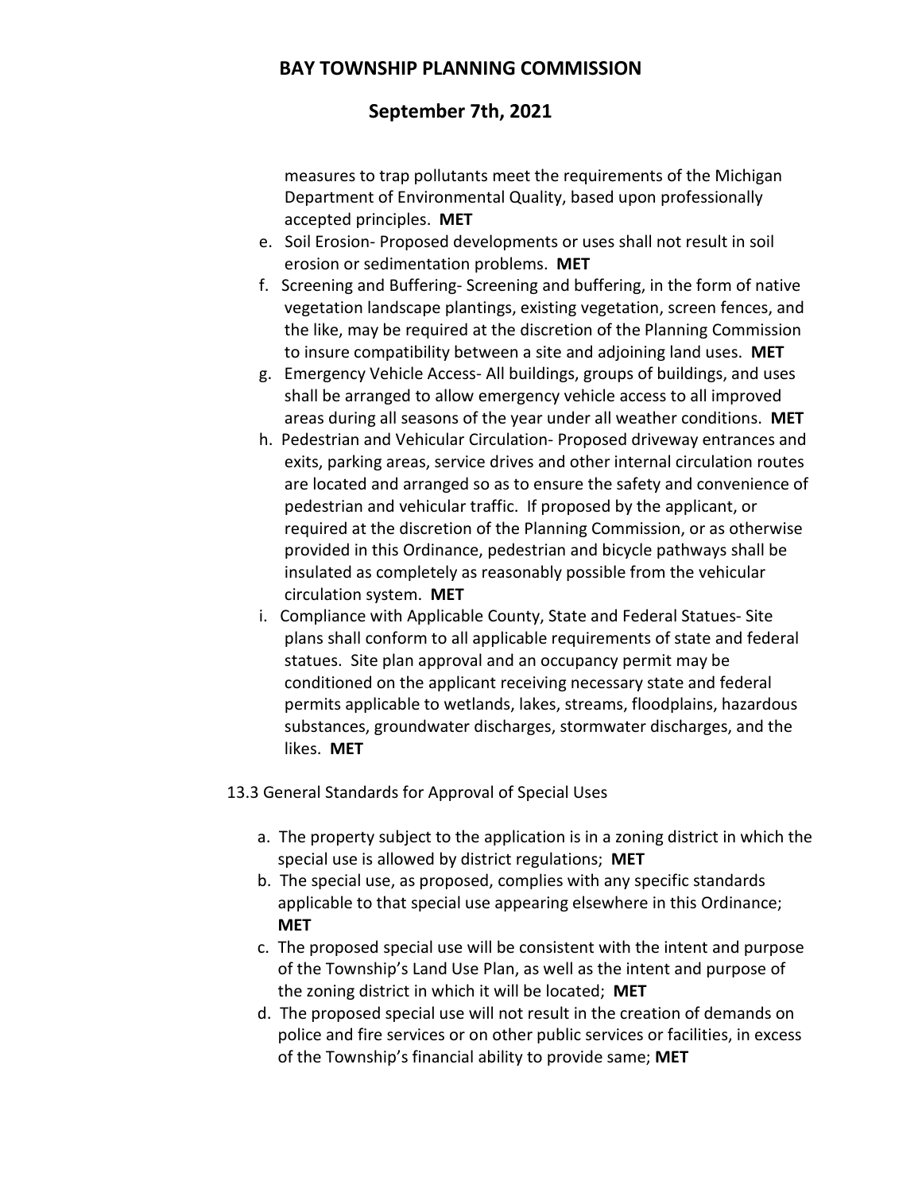measures to trap pollutants meet the requirements of the Michigan Department of Environmental Quality, based upon professionally accepted principles. **MET**

e. Soil Erosion- Proposed developments or uses shall not result in soil erosion or sedimentation problems. **MET**
f. Screening and Buffering- Screening and buffering, in the form of native vegetation landscape plantings, existing vegetation, screen fences, and the like, may be required at the discretion of the Planning Commission to insure compatibility between a site and adjoining land uses. **MET**
g. Emergency Vehicle Access- All buildings, groups of buildings, and uses shall be arranged to allow emergency vehicle access to all improved areas during all seasons of the year under all weather conditions. **MET**
h. Pedestrian and Vehicular Circulation- Proposed driveway entrances and exits, parking areas, service drives and other internal circulation routes are located and arranged so as to ensure the safety and convenience of pedestrian and vehicular traffic. If proposed by the applicant, or required at the discretion of the Planning Commission, or as otherwise provided in this Ordinance, pedestrian and bicycle pathways shall be insulated as completely as reasonably possible from the vehicular circulation system. **MET**
i. Compliance with Applicable County, State and Federal Statues- Site plans shall conform to all applicable requirements of state and federal statues. Site plan approval and an occupancy permit may be conditioned on the applicant receiving necessary state and federal permits applicable to wetlands, lakes, streams, floodplains, hazardous substances, groundwater discharges, stormwater discharges, and the likes. **MET**

13.3 General Standards for Approval of Special Uses

a. The property subject to the application is in a zoning district in which the special use is allowed by district regulations; **MET**
b. The special use, as proposed, complies with any specific standards applicable to that special use appearing elsewhere in this Ordinance; **MET**
c. The proposed special use will be consistent with the intent and purpose of the Township's Land Use Plan, as well as the intent and purpose of the zoning district in which it will be located; **MET**
d. The proposed special use will not result in the creation of demands on police and fire services or on other public services or facilities, in excess of the Township's financial ability to provide same; **MET**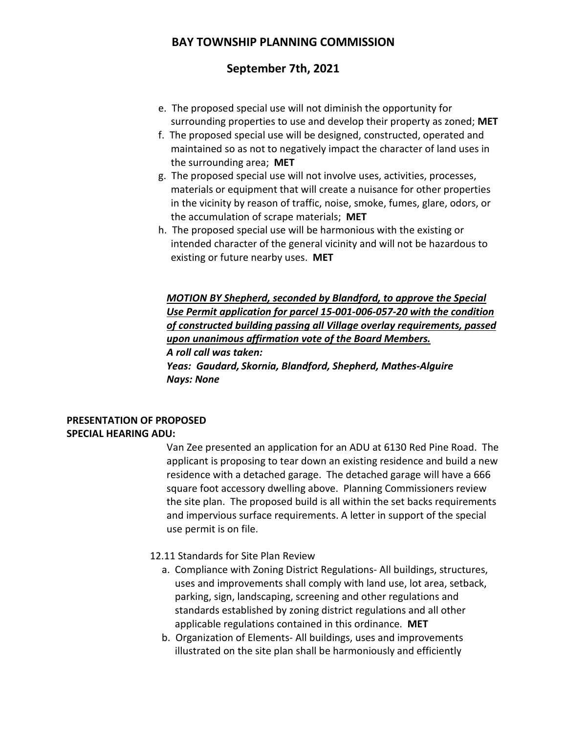e. The proposed special use will not diminish the opportunity for surrounding properties to use and develop their property as zoned; **MET**

f. The proposed special use will be designed, constructed, operated and maintained so as not to negatively impact the character of land uses in the surrounding area; **MET**

g. The proposed special use will not involve uses, activities, processes, materials or equipment that will create a nuisance for other properties in the vicinity by reason of traffic, noise, smoke, fumes, glare, odors, or the accumulation of scrape materials; **MET**

h. The proposed special use will be harmonious with the existing or intended character of the general vicinity and will not be hazardous to existing or future nearby uses. **MET**

***MOTION BY Shepherd, seconded by Blandford, to approve the Special Use Permit application for parcel 15-001-006-057-20 with the condition of constructed building passing all Village overlay requirements, passed upon unanimous affirmation vote of the Board Members.***
***A roll call was taken:***
***Yeas: Gaudard, Skornia, Blandford, Shepherd, Mathes-Alguire***
***Nays: None***

**PRESENTATION OF PROPOSED SPECIAL HEARING ADU:**

Van Zee presented an application for an ADU at 6130 Red Pine Road. The applicant is proposing to tear down an existing residence and build a new residence with a detached garage. The detached garage will have a 666 square foot accessory dwelling above. Planning Commissioners review the site plan. The proposed build is all within the set backs requirements and impervious surface requirements. A letter in support of the special use permit is on file.

12.11 Standards for Site Plan Review

a. Compliance with Zoning District Regulations- All buildings, structures, uses and improvements shall comply with land use, lot area, setback, parking, sign, landscaping, screening and other regulations and standards established by zoning district regulations and all other applicable regulations contained in this ordinance. **MET**

b. Organization of Elements- All buildings, uses and improvements illustrated on the site plan shall be harmoniously and efficiently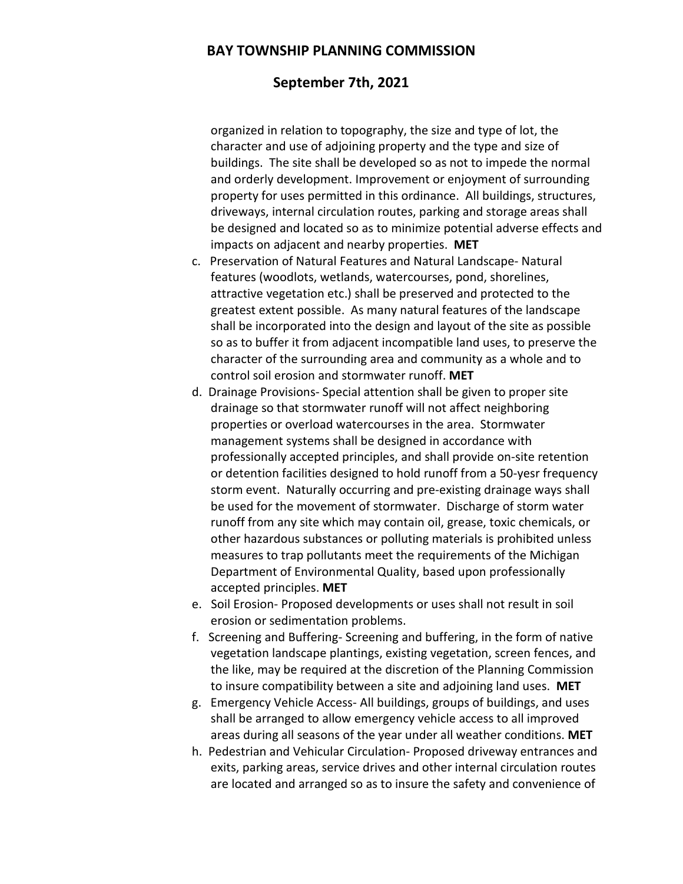organized in relation to topography, the size and type of lot, the character and use of adjoining property and the type and size of buildings. The site shall be developed so as not to impede the normal and orderly development. Improvement or enjoyment of surrounding property for uses permitted in this ordinance. All buildings, structures, driveways, internal circulation routes, parking and storage areas shall be designed and located so as to minimize potential adverse effects and impacts on adjacent and nearby properties. **MET**

c. Preservation of Natural Features and Natural Landscape- Natural features (woodlots, wetlands, watercourses, pond, shorelines, attractive vegetation etc.) shall be preserved and protected to the greatest extent possible. As many natural features of the landscape shall be incorporated into the design and layout of the site as possible so as to buffer it from adjacent incompatible land uses, to preserve the character of the surrounding area and community as a whole and to control soil erosion and stormwater runoff. **MET**
d. Drainage Provisions- Special attention shall be given to proper site drainage so that stormwater runoff will not affect neighboring properties or overload watercourses in the area. Stormwater management systems shall be designed in accordance with professionally accepted principles, and shall provide on-site retention or detention facilities designed to hold runoff from a 50-yesr frequency storm event. Naturally occurring and pre-existing drainage ways shall be used for the movement of stormwater. Discharge of storm water runoff from any site which may contain oil, grease, toxic chemicals, or other hazardous substances or polluting materials is prohibited unless measures to trap pollutants meet the requirements of the Michigan Department of Environmental Quality, based upon professionally accepted principles. **MET**
e. Soil Erosion- Proposed developments or uses shall not result in soil erosion or sedimentation problems.
f. Screening and Buffering- Screening and buffering, in the form of native vegetation landscape plantings, existing vegetation, screen fences, and the like, may be required at the discretion of the Planning Commission to insure compatibility between a site and adjoining land uses. **MET**
g. Emergency Vehicle Access- All buildings, groups of buildings, and uses shall be arranged to allow emergency vehicle access to all improved areas during all seasons of the year under all weather conditions. **MET**
h. Pedestrian and Vehicular Circulation- Proposed driveway entrances and exits, parking areas, service drives and other internal circulation routes are located and arranged so as to insure the safety and convenience of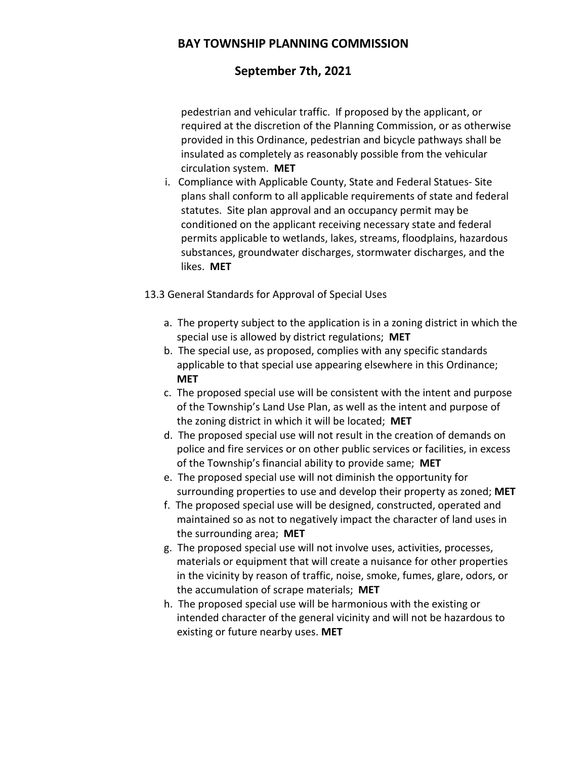pedestrian and vehicular traffic. If proposed by the applicant, or required at the discretion of the Planning Commission, or as otherwise provided in this Ordinance, pedestrian and bicycle pathways shall be insulated as completely as reasonably possible from the vehicular circulation system. **MET**

i. Compliance with Applicable County, State and Federal Statues- Site plans shall conform to all applicable requirements of state and federal statutes. Site plan approval and an occupancy permit may be conditioned on the applicant receiving necessary state and federal permits applicable to wetlands, lakes, streams, floodplains, hazardous substances, groundwater discharges, stormwater discharges, and the likes. **MET**

13.3 General Standards for Approval of Special Uses

a. The property subject to the application is in a zoning district in which the special use is allowed by district regulations; **MET**
b. The special use, as proposed, complies with any specific standards applicable to that special use appearing elsewhere in this Ordinance; **MET**
c. The proposed special use will be consistent with the intent and purpose of the Township's Land Use Plan, as well as the intent and purpose of the zoning district in which it will be located; **MET**
d. The proposed special use will not result in the creation of demands on police and fire services or on other public services or facilities, in excess of the Township's financial ability to provide same; **MET**
e. The proposed special use will not diminish the opportunity for surrounding properties to use and develop their property as zoned; **MET**
f. The proposed special use will be designed, constructed, operated and maintained so as not to negatively impact the character of land uses in the surrounding area; **MET**
g. The proposed special use will not involve uses, activities, processes, materials or equipment that will create a nuisance for other properties in the vicinity by reason of traffic, noise, smoke, fumes, glare, odors, or the accumulation of scrape materials; **MET**
h. The proposed special use will be harmonious with the existing or intended character of the general vicinity and will not be hazardous to existing or future nearby uses. **MET**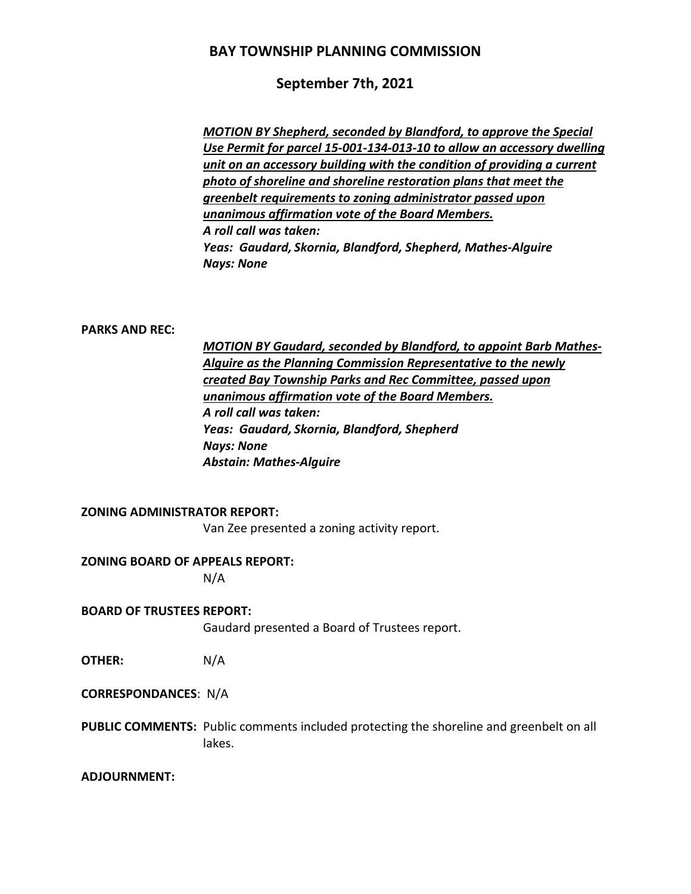# BAY TOWNSHIP PLANNING COMMISSION

## September 7th, 2021

***MOTION BY Shepherd, seconded by Blandford, to approve the Special Use Permit for parcel 15-001-134-013-10 to allow an accessory dwelling unit on an accessory building with the condition of providing a current photo of shoreline and shoreline restoration plans that meet the greenbelt requirements to zoning administrator passed upon unanimous affirmation vote of the Board Members.***
***A roll call was taken:***
***Yeas: Gaudard, Skornia, Blandford, Shepherd, Mathes-Alguire***
***Nays: None***

**PARKS AND REC:**

***MOTION BY Gaudard, seconded by Blandford, to appoint Barb Mathes-Alguire as the Planning Commission Representative to the newly created Bay Township Parks and Rec Committee, passed upon unanimous affirmation vote of the Board Members.***
***A roll call was taken:***
***Yeas: Gaudard, Skornia, Blandford, Shepherd***
***Nays: None***
***Abstain: Mathes-Alguire***

**ZONING ADMINISTRATOR REPORT:**
Van Zee presented a zoning activity report.

**ZONING BOARD OF APPEALS REPORT:**
N/A

**BOARD OF TRUSTEES REPORT:**
Gaudard presented a Board of Trustees report.

**OTHER:** N/A

**CORRESPONDANCES**: N/A

**PUBLIC COMMENTS:** Public comments included protecting the shoreline and greenbelt on all lakes.

**ADJOURNMENT:**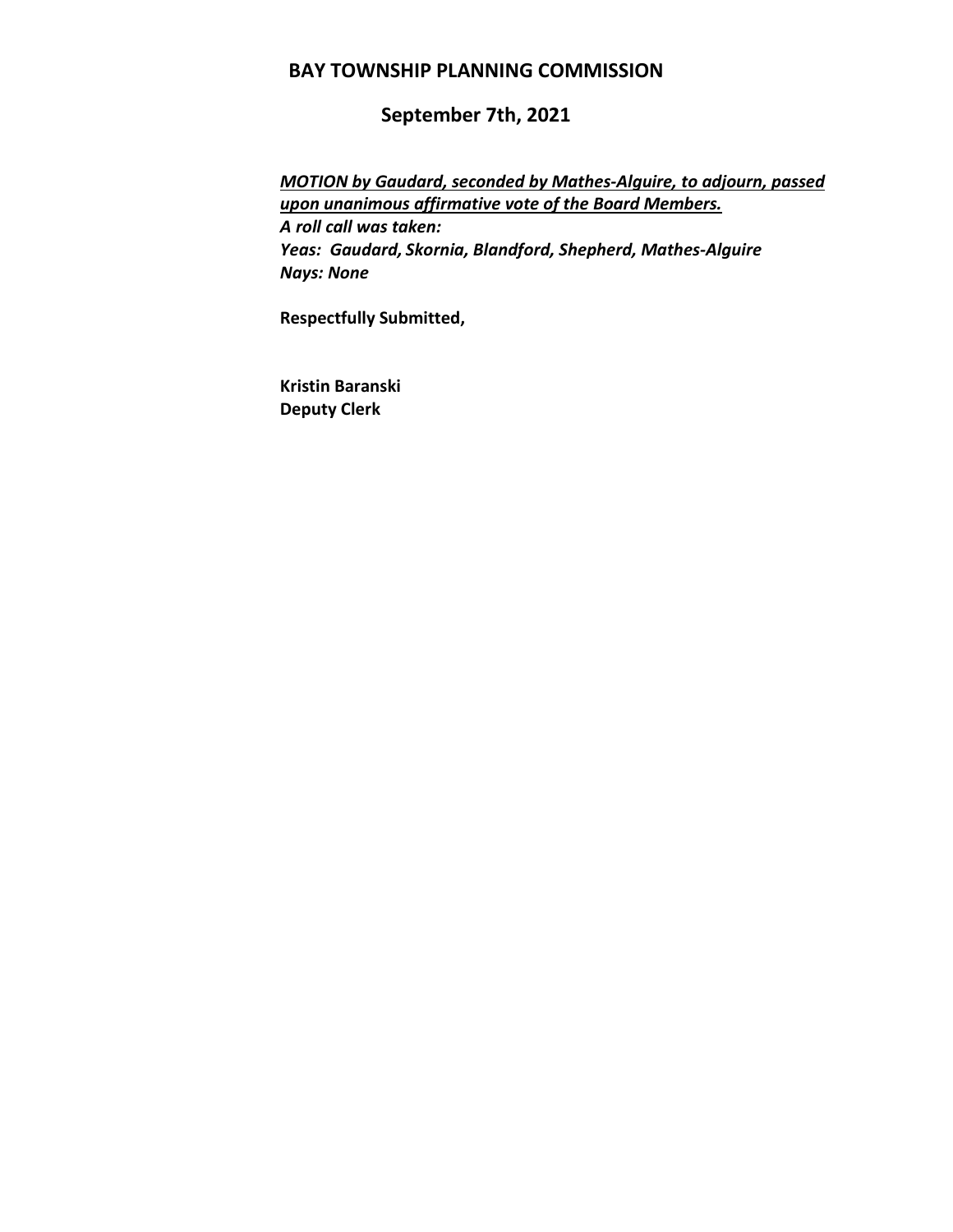**BAY TOWNSHIP PLANNING COMMISSION**

**September 7th, 2021**

***MOTION by Gaudard, seconded by Mathes-Alguire, to adjourn, passed upon unanimous affirmative vote of the Board Members.***
***A roll call was taken:***
***Yeas: Gaudard, Skornia, Blandford, Shepherd, Mathes-Alguire***
***Nays: None***

**Respectfully Submitted,**

**Kristin Baranski**
**Deputy Clerk**